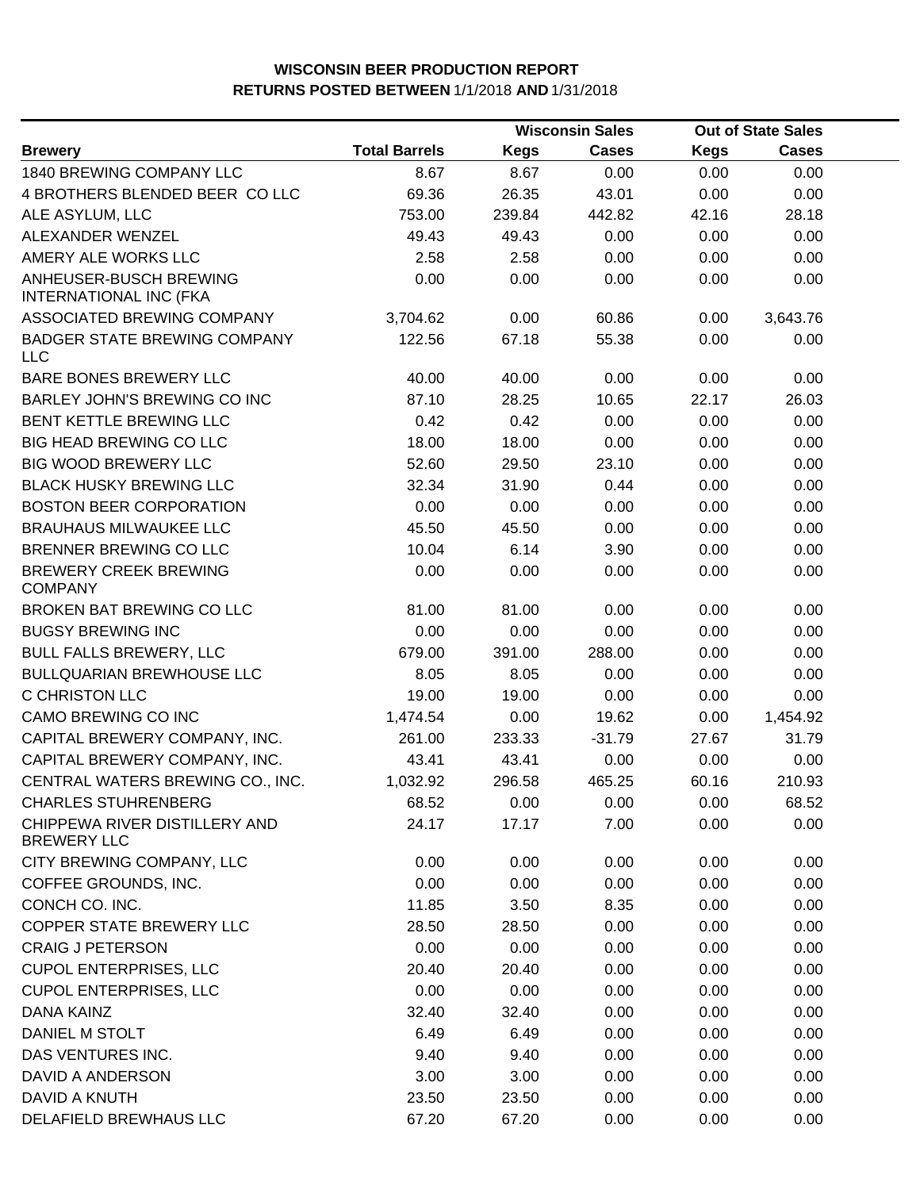**WISCONSIN BEER PRODUCTION REPORT**
**RETURNS POSTED BETWEEN 1/1/2018 AND 1/31/2018**

| | | Wisconsin Sales | | Out of State Sales | |
|---|---|---|---|---|---|
| **Brewery** | **Total Barrels** | **Kegs** | **Cases** | **Kegs** | **Cases** |
| 1840 BREWING COMPANY LLC | 8.67 | 8.67 | 0.00 | 0.00 | 0.00 |
| 4 BROTHERS BLENDED BEER CO LLC | 69.36 | 26.35 | 43.01 | 0.00 | 0.00 |
| ALE ASYLUM, LLC | 753.00 | 239.84 | 442.82 | 42.16 | 28.18 |
| ALEXANDER WENZEL | 49.43 | 49.43 | 0.00 | 0.00 | 0.00 |
| AMERY ALE WORKS LLC | 2.58 | 2.58 | 0.00 | 0.00 | 0.00 |
| ANHEUSER-BUSCH BREWING INTERNATIONAL INC (FKA | 0.00 | 0.00 | 0.00 | 0.00 | 0.00 |
| ASSOCIATED BREWING COMPANY | 3,704.62 | 0.00 | 60.86 | 0.00 | 3,643.76 |
| BADGER STATE BREWING COMPANY LLC | 122.56 | 67.18 | 55.38 | 0.00 | 0.00 |
| BARE BONES BREWERY LLC | 40.00 | 40.00 | 0.00 | 0.00 | 0.00 |
| BARLEY JOHN'S BREWING CO INC | 87.10 | 28.25 | 10.65 | 22.17 | 26.03 |
| BENT KETTLE BREWING LLC | 0.42 | 0.42 | 0.00 | 0.00 | 0.00 |
| BIG HEAD BREWING CO LLC | 18.00 | 18.00 | 0.00 | 0.00 | 0.00 |
| BIG WOOD BREWERY LLC | 52.60 | 29.50 | 23.10 | 0.00 | 0.00 |
| BLACK HUSKY BREWING LLC | 32.34 | 31.90 | 0.44 | 0.00 | 0.00 |
| BOSTON BEER CORPORATION | 0.00 | 0.00 | 0.00 | 0.00 | 0.00 |
| BRAUHAUS MILWAUKEE LLC | 45.50 | 45.50 | 0.00 | 0.00 | 0.00 |
| BRENNER BREWING CO LLC | 10.04 | 6.14 | 3.90 | 0.00 | 0.00 |
| BREWERY CREEK BREWING COMPANY | 0.00 | 0.00 | 0.00 | 0.00 | 0.00 |
| BROKEN BAT BREWING CO LLC | 81.00 | 81.00 | 0.00 | 0.00 | 0.00 |
| BUGSY BREWING INC | 0.00 | 0.00 | 0.00 | 0.00 | 0.00 |
| BULL FALLS BREWERY, LLC | 679.00 | 391.00 | 288.00 | 0.00 | 0.00 |
| BULLQUARIAN BREWHOUSE LLC | 8.05 | 8.05 | 0.00 | 0.00 | 0.00 |
| C CHRISTON LLC | 19.00 | 19.00 | 0.00 | 0.00 | 0.00 |
| CAMO BREWING CO INC | 1,474.54 | 0.00 | 19.62 | 0.00 | 1,454.92 |
| CAPITAL BREWERY COMPANY, INC. | 261.00 | 233.33 | -31.79 | 27.67 | 31.79 |
| CAPITAL BREWERY COMPANY, INC. | 43.41 | 43.41 | 0.00 | 0.00 | 0.00 |
| CENTRAL WATERS BREWING CO., INC. | 1,032.92 | 296.58 | 465.25 | 60.16 | 210.93 |
| CHARLES STUHRENBERG | 68.52 | 0.00 | 0.00 | 0.00 | 68.52 |
| CHIPPEWA RIVER DISTILLERY AND BREWERY LLC | 24.17 | 17.17 | 7.00 | 0.00 | 0.00 |
| CITY BREWING COMPANY, LLC | 0.00 | 0.00 | 0.00 | 0.00 | 0.00 |
| COFFEE GROUNDS, INC. | 0.00 | 0.00 | 0.00 | 0.00 | 0.00 |
| CONCH CO. INC. | 11.85 | 3.50 | 8.35 | 0.00 | 0.00 |
| COPPER STATE BREWERY LLC | 28.50 | 28.50 | 0.00 | 0.00 | 0.00 |
| CRAIG J PETERSON | 0.00 | 0.00 | 0.00 | 0.00 | 0.00 |
| CUPOL ENTERPRISES, LLC | 20.40 | 20.40 | 0.00 | 0.00 | 0.00 |
| CUPOL ENTERPRISES, LLC | 0.00 | 0.00 | 0.00 | 0.00 | 0.00 |
| DANA KAINZ | 32.40 | 32.40 | 0.00 | 0.00 | 0.00 |
| DANIEL M STOLT | 6.49 | 6.49 | 0.00 | 0.00 | 0.00 |
| DAS VENTURES INC. | 9.40 | 9.40 | 0.00 | 0.00 | 0.00 |
| DAVID A ANDERSON | 3.00 | 3.00 | 0.00 | 0.00 | 0.00 |
| DAVID A KNUTH | 23.50 | 23.50 | 0.00 | 0.00 | 0.00 |
| DELAFIELD BREWHAUS LLC | 67.20 | 67.20 | 0.00 | 0.00 | 0.00 |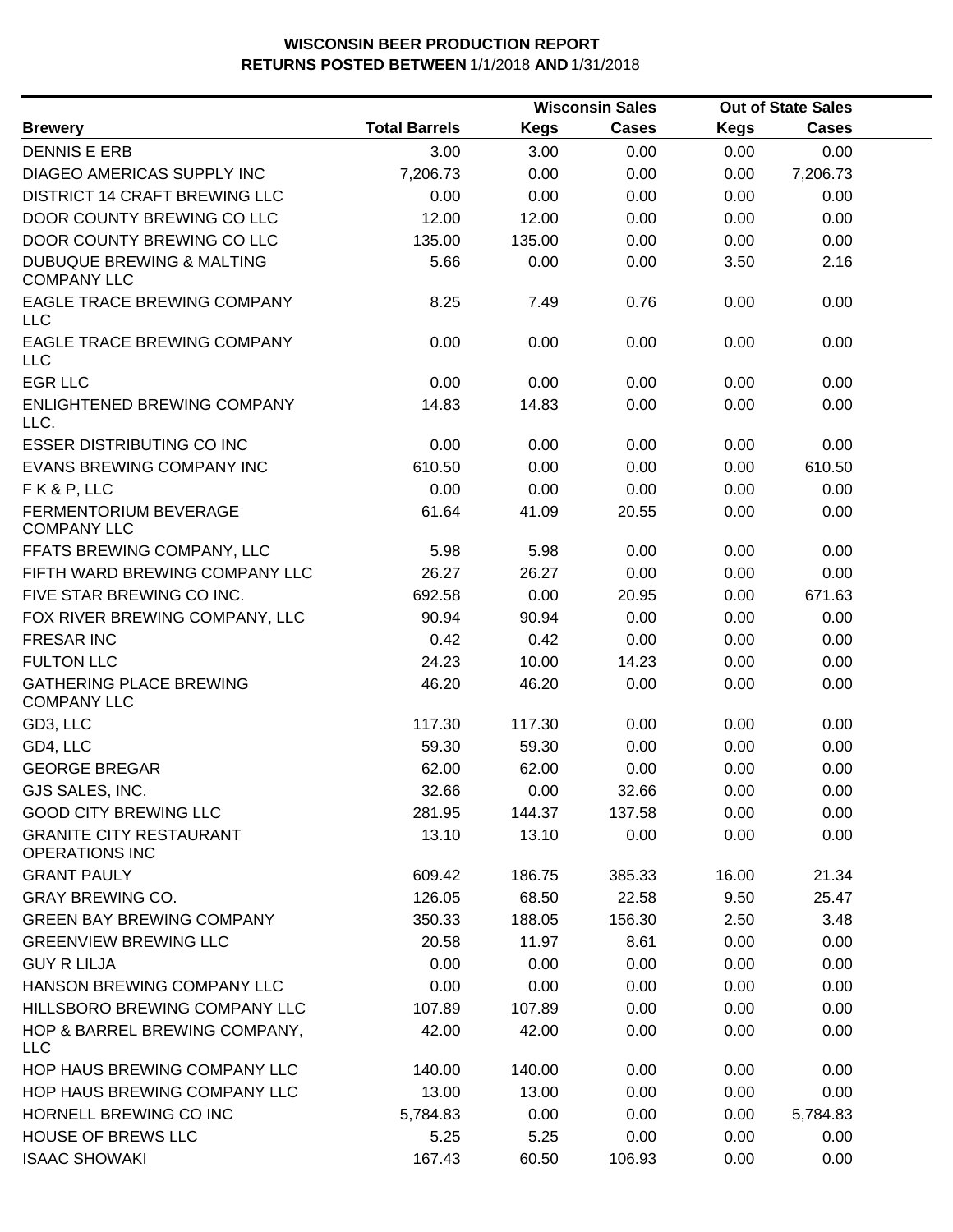**WISCONSIN BEER PRODUCTION REPORT**
**RETURNS POSTED BETWEEN 1/1/2018 AND 1/31/2018**

| Brewery | Total Barrels | Wisconsin Sales Kegs | Wisconsin Sales Cases | Out of State Sales Kegs | Out of State Sales Cases |
|---|---|---|---|---|---|
| DENNIS E ERB | 3.00 | 3.00 | 0.00 | 0.00 | 0.00 |
| DIAGEO AMERICAS SUPPLY INC | 7,206.73 | 0.00 | 0.00 | 0.00 | 7,206.73 |
| DISTRICT 14 CRAFT BREWING LLC | 0.00 | 0.00 | 0.00 | 0.00 | 0.00 |
| DOOR COUNTY BREWING CO LLC | 12.00 | 12.00 | 0.00 | 0.00 | 0.00 |
| DOOR COUNTY BREWING CO LLC | 135.00 | 135.00 | 0.00 | 0.00 | 0.00 |
| DUBUQUE BREWING & MALTING COMPANY LLC | 5.66 | 0.00 | 0.00 | 3.50 | 2.16 |
| EAGLE TRACE BREWING COMPANY LLC | 8.25 | 7.49 | 0.76 | 0.00 | 0.00 |
| EAGLE TRACE BREWING COMPANY LLC | 0.00 | 0.00 | 0.00 | 0.00 | 0.00 |
| EGR LLC | 0.00 | 0.00 | 0.00 | 0.00 | 0.00 |
| ENLIGHTENED BREWING COMPANY LLC. | 14.83 | 14.83 | 0.00 | 0.00 | 0.00 |
| ESSER DISTRIBUTING CO INC | 0.00 | 0.00 | 0.00 | 0.00 | 0.00 |
| EVANS BREWING COMPANY INC | 610.50 | 0.00 | 0.00 | 0.00 | 610.50 |
| F K & P, LLC | 0.00 | 0.00 | 0.00 | 0.00 | 0.00 |
| FERMENTORIUM BEVERAGE COMPANY LLC | 61.64 | 41.09 | 20.55 | 0.00 | 0.00 |
| FFATS BREWING COMPANY, LLC | 5.98 | 5.98 | 0.00 | 0.00 | 0.00 |
| FIFTH WARD BREWING COMPANY LLC | 26.27 | 26.27 | 0.00 | 0.00 | 0.00 |
| FIVE STAR BREWING CO INC. | 692.58 | 0.00 | 20.95 | 0.00 | 671.63 |
| FOX RIVER BREWING COMPANY, LLC | 90.94 | 90.94 | 0.00 | 0.00 | 0.00 |
| FRESAR INC | 0.42 | 0.42 | 0.00 | 0.00 | 0.00 |
| FULTON LLC | 24.23 | 10.00 | 14.23 | 0.00 | 0.00 |
| GATHERING PLACE BREWING COMPANY LLC | 46.20 | 46.20 | 0.00 | 0.00 | 0.00 |
| GD3, LLC | 117.30 | 117.30 | 0.00 | 0.00 | 0.00 |
| GD4, LLC | 59.30 | 59.30 | 0.00 | 0.00 | 0.00 |
| GEORGE BREGAR | 62.00 | 62.00 | 0.00 | 0.00 | 0.00 |
| GJS SALES, INC. | 32.66 | 0.00 | 32.66 | 0.00 | 0.00 |
| GOOD CITY BREWING LLC | 281.95 | 144.37 | 137.58 | 0.00 | 0.00 |
| GRANITE CITY RESTAURANT OPERATIONS INC | 13.10 | 13.10 | 0.00 | 0.00 | 0.00 |
| GRANT PAULY | 609.42 | 186.75 | 385.33 | 16.00 | 21.34 |
| GRAY BREWING CO. | 126.05 | 68.50 | 22.58 | 9.50 | 25.47 |
| GREEN BAY BREWING COMPANY | 350.33 | 188.05 | 156.30 | 2.50 | 3.48 |
| GREENVIEW BREWING LLC | 20.58 | 11.97 | 8.61 | 0.00 | 0.00 |
| GUY R LILJA | 0.00 | 0.00 | 0.00 | 0.00 | 0.00 |
| HANSON BREWING COMPANY LLC | 0.00 | 0.00 | 0.00 | 0.00 | 0.00 |
| HILLSBORO BREWING COMPANY LLC | 107.89 | 107.89 | 0.00 | 0.00 | 0.00 |
| HOP & BARREL BREWING COMPANY, LLC | 42.00 | 42.00 | 0.00 | 0.00 | 0.00 |
| HOP HAUS BREWING COMPANY LLC | 140.00 | 140.00 | 0.00 | 0.00 | 0.00 |
| HOP HAUS BREWING COMPANY LLC | 13.00 | 13.00 | 0.00 | 0.00 | 0.00 |
| HORNELL BREWING CO INC | 5,784.83 | 0.00 | 0.00 | 0.00 | 5,784.83 |
| HOUSE OF BREWS LLC | 5.25 | 5.25 | 0.00 | 0.00 | 0.00 |
| ISAAC SHOWAKI | 167.43 | 60.50 | 106.93 | 0.00 | 0.00 |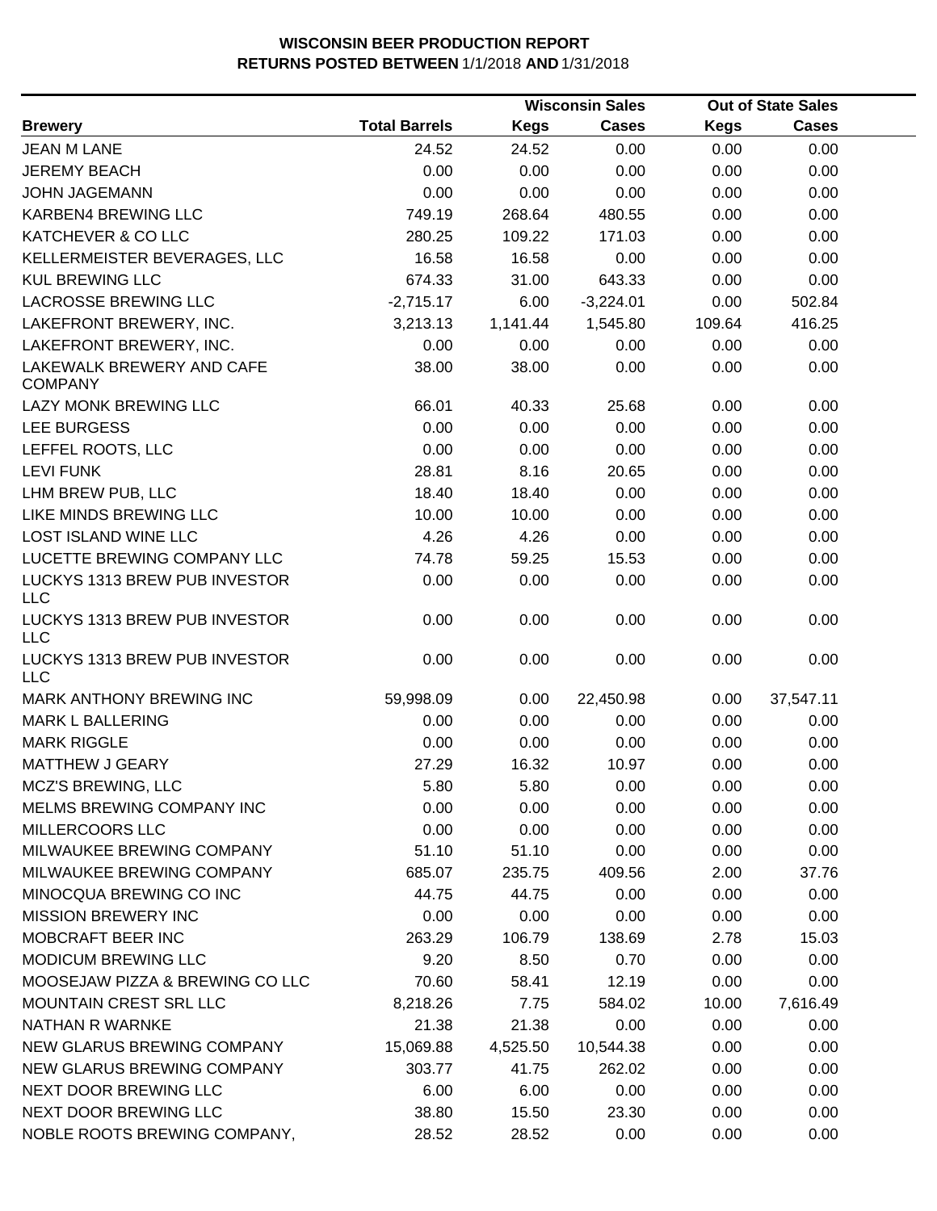**WISCONSIN BEER PRODUCTION REPORT**
**RETURNS POSTED BETWEEN** 1/1/2018 **AND** 1/31/2018

| Brewery | Total Barrels | Wisconsin Sales Kegs | Wisconsin Sales Cases | Out of State Sales Kegs | Out of State Sales Cases |
|---|---|---|---|---|---|
| JEAN M LANE | 24.52 | 24.52 | 0.00 | 0.00 | 0.00 |
| JEREMY BEACH | 0.00 | 0.00 | 0.00 | 0.00 | 0.00 |
| JOHN JAGEMANN | 0.00 | 0.00 | 0.00 | 0.00 | 0.00 |
| KARBEN4 BREWING LLC | 749.19 | 268.64 | 480.55 | 0.00 | 0.00 |
| KATCHEVER & CO LLC | 280.25 | 109.22 | 171.03 | 0.00 | 0.00 |
| KELLERMEISTER BEVERAGES, LLC | 16.58 | 16.58 | 0.00 | 0.00 | 0.00 |
| KUL BREWING LLC | 674.33 | 31.00 | 643.33 | 0.00 | 0.00 |
| LACROSSE BREWING LLC | -2,715.17 | 6.00 | -3,224.01 | 0.00 | 502.84 |
| LAKEFRONT BREWERY, INC. | 3,213.13 | 1,141.44 | 1,545.80 | 109.64 | 416.25 |
| LAKEFRONT BREWERY, INC. | 0.00 | 0.00 | 0.00 | 0.00 | 0.00 |
| LAKEWALK BREWERY AND CAFE COMPANY | 38.00 | 38.00 | 0.00 | 0.00 | 0.00 |
| LAZY MONK BREWING LLC | 66.01 | 40.33 | 25.68 | 0.00 | 0.00 |
| LEE BURGESS | 0.00 | 0.00 | 0.00 | 0.00 | 0.00 |
| LEFFEL ROOTS, LLC | 0.00 | 0.00 | 0.00 | 0.00 | 0.00 |
| LEVI FUNK | 28.81 | 8.16 | 20.65 | 0.00 | 0.00 |
| LHM BREW PUB, LLC | 18.40 | 18.40 | 0.00 | 0.00 | 0.00 |
| LIKE MINDS BREWING LLC | 10.00 | 10.00 | 0.00 | 0.00 | 0.00 |
| LOST ISLAND WINE LLC | 4.26 | 4.26 | 0.00 | 0.00 | 0.00 |
| LUCETTE BREWING COMPANY LLC | 74.78 | 59.25 | 15.53 | 0.00 | 0.00 |
| LUCKYS 1313 BREW PUB INVESTOR LLC | 0.00 | 0.00 | 0.00 | 0.00 | 0.00 |
| LUCKYS 1313 BREW PUB INVESTOR LLC | 0.00 | 0.00 | 0.00 | 0.00 | 0.00 |
| LUCKYS 1313 BREW PUB INVESTOR LLC | 0.00 | 0.00 | 0.00 | 0.00 | 0.00 |
| MARK ANTHONY BREWING INC | 59,998.09 | 0.00 | 22,450.98 | 0.00 | 37,547.11 |
| MARK L BALLERING | 0.00 | 0.00 | 0.00 | 0.00 | 0.00 |
| MARK RIGGLE | 0.00 | 0.00 | 0.00 | 0.00 | 0.00 |
| MATTHEW J GEARY | 27.29 | 16.32 | 10.97 | 0.00 | 0.00 |
| MCZ'S BREWING, LLC | 5.80 | 5.80 | 0.00 | 0.00 | 0.00 |
| MELMS BREWING COMPANY INC | 0.00 | 0.00 | 0.00 | 0.00 | 0.00 |
| MILLERCOORS LLC | 0.00 | 0.00 | 0.00 | 0.00 | 0.00 |
| MILWAUKEE BREWING COMPANY | 51.10 | 51.10 | 0.00 | 0.00 | 0.00 |
| MILWAUKEE BREWING COMPANY | 685.07 | 235.75 | 409.56 | 2.00 | 37.76 |
| MINOCQUA BREWING CO INC | 44.75 | 44.75 | 0.00 | 0.00 | 0.00 |
| MISSION BREWERY INC | 0.00 | 0.00 | 0.00 | 0.00 | 0.00 |
| MOBCRAFT BEER INC | 263.29 | 106.79 | 138.69 | 2.78 | 15.03 |
| MODICUM BREWING LLC | 9.20 | 8.50 | 0.70 | 0.00 | 0.00 |
| MOOSEJAW PIZZA & BREWING CO LLC | 70.60 | 58.41 | 12.19 | 0.00 | 0.00 |
| MOUNTAIN CREST SRL LLC | 8,218.26 | 7.75 | 584.02 | 10.00 | 7,616.49 |
| NATHAN R WARNKE | 21.38 | 21.38 | 0.00 | 0.00 | 0.00 |
| NEW GLARUS BREWING COMPANY | 15,069.88 | 4,525.50 | 10,544.38 | 0.00 | 0.00 |
| NEW GLARUS BREWING COMPANY | 303.77 | 41.75 | 262.02 | 0.00 | 0.00 |
| NEXT DOOR BREWING LLC | 6.00 | 6.00 | 0.00 | 0.00 | 0.00 |
| NEXT DOOR BREWING LLC | 38.80 | 15.50 | 23.30 | 0.00 | 0.00 |
| NOBLE ROOTS BREWING COMPANY, | 28.52 | 28.52 | 0.00 | 0.00 | 0.00 |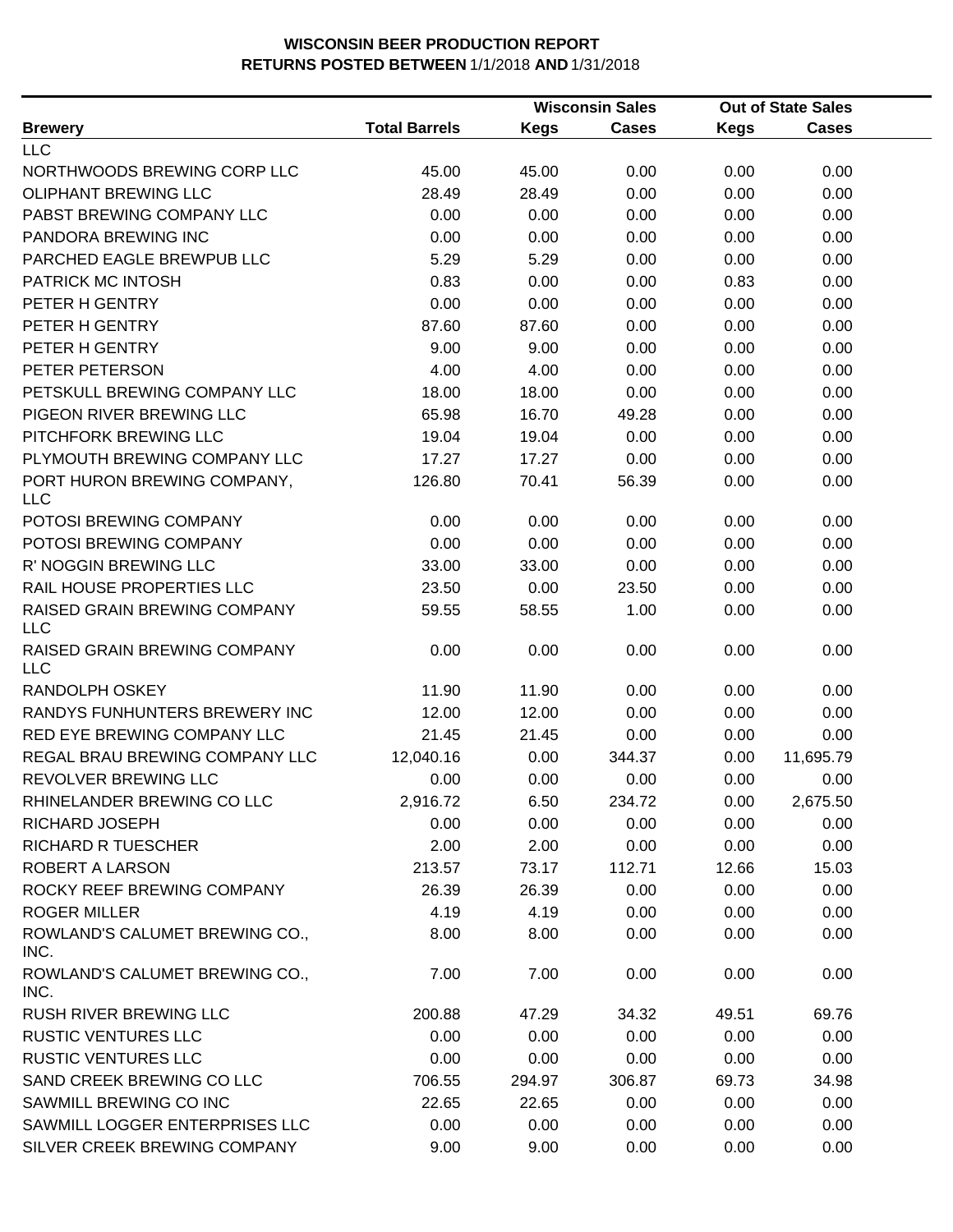**WISCONSIN BEER PRODUCTION REPORT**
**RETURNS POSTED BETWEEN** 1/1/2018 **AND** 1/31/2018

| Brewery | Total Barrels | Wisconsin Sales Kegs | Wisconsin Sales Cases | Out of State Sales Kegs | Out of State Sales Cases |
|---|---|---|---|---|---|
| LLC | | | | | |
| NORTHWOODS BREWING CORP LLC | 45.00 | 45.00 | 0.00 | 0.00 | 0.00 |
| OLIPHANT BREWING LLC | 28.49 | 28.49 | 0.00 | 0.00 | 0.00 |
| PABST BREWING COMPANY LLC | 0.00 | 0.00 | 0.00 | 0.00 | 0.00 |
| PANDORA BREWING INC | 0.00 | 0.00 | 0.00 | 0.00 | 0.00 |
| PARCHED EAGLE BREWPUB LLC | 5.29 | 5.29 | 0.00 | 0.00 | 0.00 |
| PATRICK MC INTOSH | 0.83 | 0.00 | 0.00 | 0.83 | 0.00 |
| PETER H GENTRY | 0.00 | 0.00 | 0.00 | 0.00 | 0.00 |
| PETER H GENTRY | 87.60 | 87.60 | 0.00 | 0.00 | 0.00 |
| PETER H GENTRY | 9.00 | 9.00 | 0.00 | 0.00 | 0.00 |
| PETER PETERSON | 4.00 | 4.00 | 0.00 | 0.00 | 0.00 |
| PETSKULL BREWING COMPANY LLC | 18.00 | 18.00 | 0.00 | 0.00 | 0.00 |
| PIGEON RIVER BREWING LLC | 65.98 | 16.70 | 49.28 | 0.00 | 0.00 |
| PITCHFORK BREWING LLC | 19.04 | 19.04 | 0.00 | 0.00 | 0.00 |
| PLYMOUTH BREWING COMPANY LLC | 17.27 | 17.27 | 0.00 | 0.00 | 0.00 |
| PORT HURON BREWING COMPANY, LLC | 126.80 | 70.41 | 56.39 | 0.00 | 0.00 |
| POTOSI BREWING COMPANY | 0.00 | 0.00 | 0.00 | 0.00 | 0.00 |
| POTOSI BREWING COMPANY | 0.00 | 0.00 | 0.00 | 0.00 | 0.00 |
| R' NOGGIN BREWING LLC | 33.00 | 33.00 | 0.00 | 0.00 | 0.00 |
| RAIL HOUSE PROPERTIES LLC | 23.50 | 0.00 | 23.50 | 0.00 | 0.00 |
| RAISED GRAIN BREWING COMPANY LLC | 59.55 | 58.55 | 1.00 | 0.00 | 0.00 |
| RAISED GRAIN BREWING COMPANY LLC | 0.00 | 0.00 | 0.00 | 0.00 | 0.00 |
| RANDOLPH OSKEY | 11.90 | 11.90 | 0.00 | 0.00 | 0.00 |
| RANDYS FUNHUNTERS BREWERY INC | 12.00 | 12.00 | 0.00 | 0.00 | 0.00 |
| RED EYE BREWING COMPANY LLC | 21.45 | 21.45 | 0.00 | 0.00 | 0.00 |
| REGAL BRAU BREWING COMPANY LLC | 12,040.16 | 0.00 | 344.37 | 0.00 | 11,695.79 |
| REVOLVER BREWING LLC | 0.00 | 0.00 | 0.00 | 0.00 | 0.00 |
| RHINELANDER BREWING CO LLC | 2,916.72 | 6.50 | 234.72 | 0.00 | 2,675.50 |
| RICHARD JOSEPH | 0.00 | 0.00 | 0.00 | 0.00 | 0.00 |
| RICHARD R TUESCHER | 2.00 | 2.00 | 0.00 | 0.00 | 0.00 |
| ROBERT A LARSON | 213.57 | 73.17 | 112.71 | 12.66 | 15.03 |
| ROCKY REEF BREWING COMPANY | 26.39 | 26.39 | 0.00 | 0.00 | 0.00 |
| ROGER MILLER | 4.19 | 4.19 | 0.00 | 0.00 | 0.00 |
| ROWLAND'S CALUMET BREWING CO., INC. | 8.00 | 8.00 | 0.00 | 0.00 | 0.00 |
| ROWLAND'S CALUMET BREWING CO., INC. | 7.00 | 7.00 | 0.00 | 0.00 | 0.00 |
| RUSH RIVER BREWING LLC | 200.88 | 47.29 | 34.32 | 49.51 | 69.76 |
| RUSTIC VENTURES LLC | 0.00 | 0.00 | 0.00 | 0.00 | 0.00 |
| RUSTIC VENTURES LLC | 0.00 | 0.00 | 0.00 | 0.00 | 0.00 |
| SAND CREEK BREWING CO LLC | 706.55 | 294.97 | 306.87 | 69.73 | 34.98 |
| SAWMILL BREWING CO INC | 22.65 | 22.65 | 0.00 | 0.00 | 0.00 |
| SAWMILL LOGGER ENTERPRISES LLC | 0.00 | 0.00 | 0.00 | 0.00 | 0.00 |
| SILVER CREEK BREWING COMPANY | 9.00 | 9.00 | 0.00 | 0.00 | 0.00 |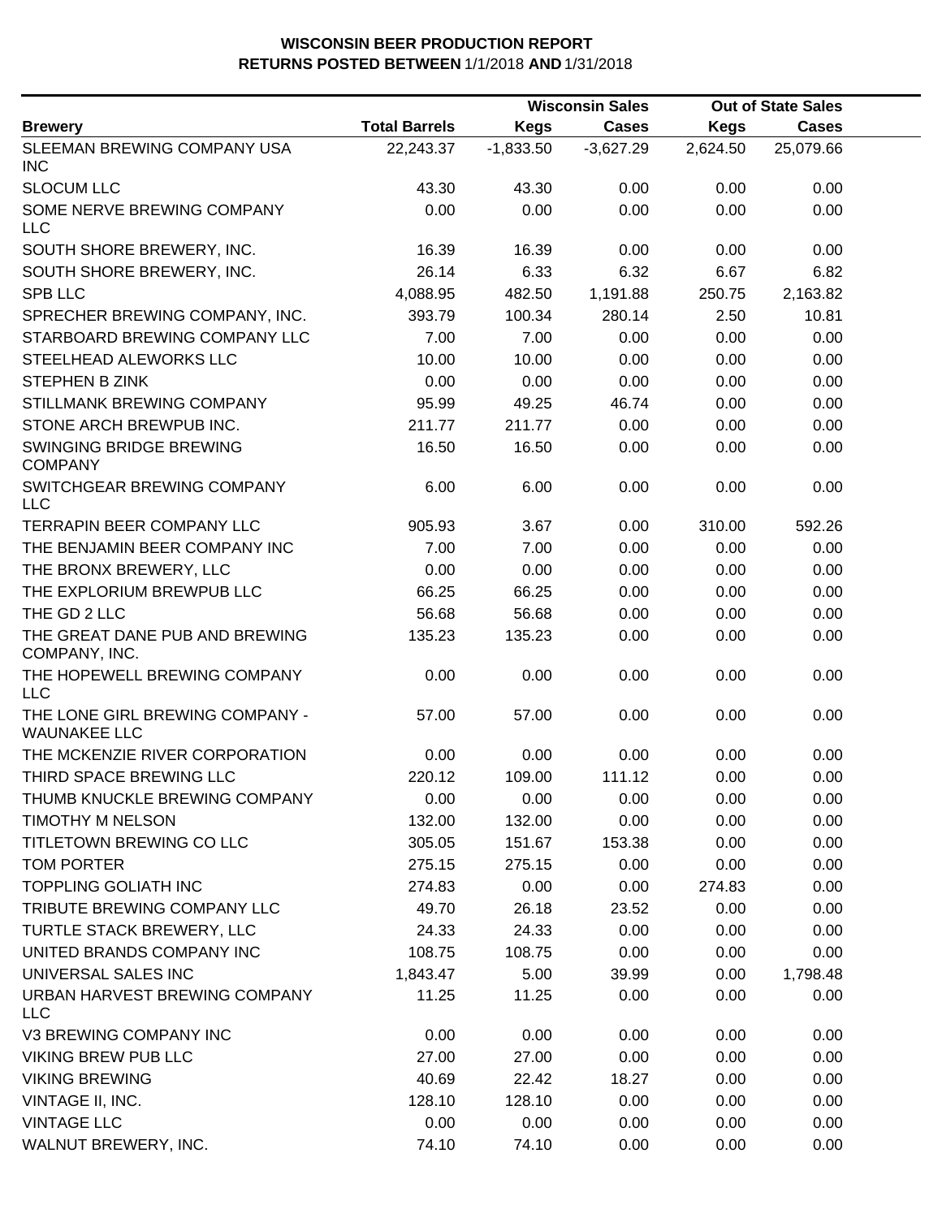**WISCONSIN BEER PRODUCTION REPORT**
**RETURNS POSTED BETWEEN** 1/1/2018 **AND** 1/31/2018

| Brewery | Total Barrels | Wisconsin Sales Kegs | Wisconsin Sales Cases | Out of State Sales Kegs | Out of State Sales Cases |
|---|---|---|---|---|---|
| SLEEMAN BREWING COMPANY USA INC | 22,243.37 | -1,833.50 | -3,627.29 | 2,624.50 | 25,079.66 |
| SLOCUM LLC | 43.30 | 43.30 | 0.00 | 0.00 | 0.00 |
| SOME NERVE BREWING COMPANY LLC | 0.00 | 0.00 | 0.00 | 0.00 | 0.00 |
| SOUTH SHORE BREWERY, INC. | 16.39 | 16.39 | 0.00 | 0.00 | 0.00 |
| SOUTH SHORE BREWERY, INC. | 26.14 | 6.33 | 6.32 | 6.67 | 6.82 |
| SPB LLC | 4,088.95 | 482.50 | 1,191.88 | 250.75 | 2,163.82 |
| SPRECHER BREWING COMPANY, INC. | 393.79 | 100.34 | 280.14 | 2.50 | 10.81 |
| STARBOARD BREWING COMPANY LLC | 7.00 | 7.00 | 0.00 | 0.00 | 0.00 |
| STEELHEAD ALEWORKS LLC | 10.00 | 10.00 | 0.00 | 0.00 | 0.00 |
| STEPHEN B ZINK | 0.00 | 0.00 | 0.00 | 0.00 | 0.00 |
| STILLMANK BREWING COMPANY | 95.99 | 49.25 | 46.74 | 0.00 | 0.00 |
| STONE ARCH BREWPUB INC. | 211.77 | 211.77 | 0.00 | 0.00 | 0.00 |
| SWINGING BRIDGE BREWING COMPANY | 16.50 | 16.50 | 0.00 | 0.00 | 0.00 |
| SWITCHGEAR BREWING COMPANY LLC | 6.00 | 6.00 | 0.00 | 0.00 | 0.00 |
| TERRAPIN BEER COMPANY LLC | 905.93 | 3.67 | 0.00 | 310.00 | 592.26 |
| THE BENJAMIN BEER COMPANY INC | 7.00 | 7.00 | 0.00 | 0.00 | 0.00 |
| THE BRONX BREWERY, LLC | 0.00 | 0.00 | 0.00 | 0.00 | 0.00 |
| THE EXPLORIUM BREWPUB LLC | 66.25 | 66.25 | 0.00 | 0.00 | 0.00 |
| THE GD 2 LLC | 56.68 | 56.68 | 0.00 | 0.00 | 0.00 |
| THE GREAT DANE PUB AND BREWING COMPANY, INC. | 135.23 | 135.23 | 0.00 | 0.00 | 0.00 |
| THE HOPEWELL BREWING COMPANY LLC | 0.00 | 0.00 | 0.00 | 0.00 | 0.00 |
| THE LONE GIRL BREWING COMPANY - WAUNAKEE LLC | 57.00 | 57.00 | 0.00 | 0.00 | 0.00 |
| THE MCKENZIE RIVER CORPORATION | 0.00 | 0.00 | 0.00 | 0.00 | 0.00 |
| THIRD SPACE BREWING LLC | 220.12 | 109.00 | 111.12 | 0.00 | 0.00 |
| THUMB KNUCKLE BREWING COMPANY | 0.00 | 0.00 | 0.00 | 0.00 | 0.00 |
| TIMOTHY M NELSON | 132.00 | 132.00 | 0.00 | 0.00 | 0.00 |
| TITLETOWN BREWING CO LLC | 305.05 | 151.67 | 153.38 | 0.00 | 0.00 |
| TOM PORTER | 275.15 | 275.15 | 0.00 | 0.00 | 0.00 |
| TOPPLING GOLIATH INC | 274.83 | 0.00 | 0.00 | 274.83 | 0.00 |
| TRIBUTE BREWING COMPANY LLC | 49.70 | 26.18 | 23.52 | 0.00 | 0.00 |
| TURTLE STACK BREWERY, LLC | 24.33 | 24.33 | 0.00 | 0.00 | 0.00 |
| UNITED BRANDS COMPANY INC | 108.75 | 108.75 | 0.00 | 0.00 | 0.00 |
| UNIVERSAL SALES INC | 1,843.47 | 5.00 | 39.99 | 0.00 | 1,798.48 |
| URBAN HARVEST BREWING COMPANY LLC | 11.25 | 11.25 | 0.00 | 0.00 | 0.00 |
| V3 BREWING COMPANY INC | 0.00 | 0.00 | 0.00 | 0.00 | 0.00 |
| VIKING BREW PUB LLC | 27.00 | 27.00 | 0.00 | 0.00 | 0.00 |
| VIKING BREWING | 40.69 | 22.42 | 18.27 | 0.00 | 0.00 |
| VINTAGE II, INC. | 128.10 | 128.10 | 0.00 | 0.00 | 0.00 |
| VINTAGE LLC | 0.00 | 0.00 | 0.00 | 0.00 | 0.00 |
| WALNUT BREWERY, INC. | 74.10 | 74.10 | 0.00 | 0.00 | 0.00 |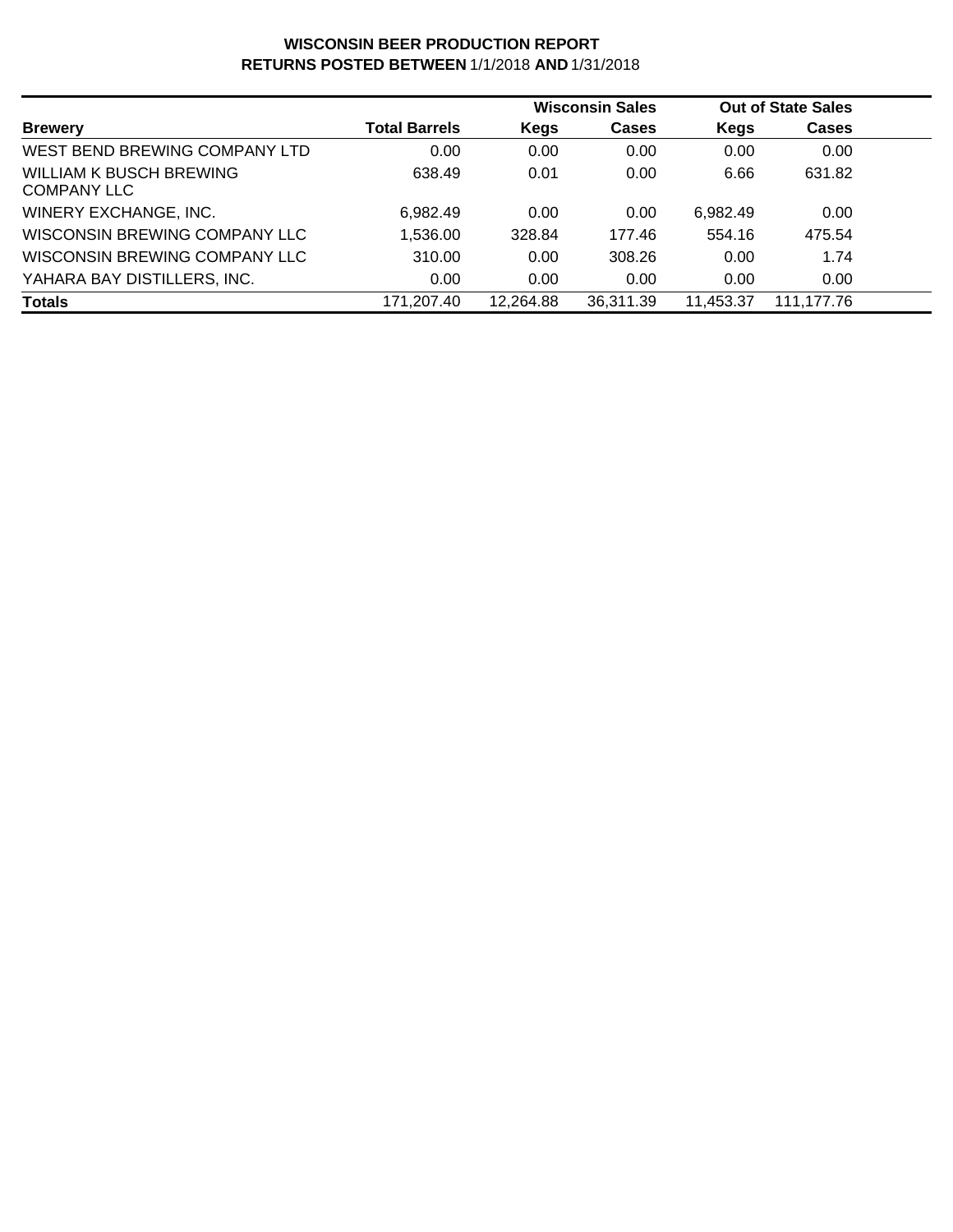**WISCONSIN BEER PRODUCTION REPORT**
**RETURNS POSTED BETWEEN** 1/1/2018 **AND** 1/31/2018

| | | Wisconsin Sales | | Out of State Sales | |
|---|---|---|---|---|---|
| **Brewery** | **Total Barrels** | **Kegs** | **Cases** | **Kegs** | **Cases** |
| WEST BEND BREWING COMPANY LTD | 0.00 | 0.00 | 0.00 | 0.00 | 0.00 |
| WILLIAM K BUSCH BREWING COMPANY LLC | 638.49 | 0.01 | 0.00 | 6.66 | 631.82 |
| WINERY EXCHANGE, INC. | 6,982.49 | 0.00 | 0.00 | 6,982.49 | 0.00 |
| WISCONSIN BREWING COMPANY LLC | 1,536.00 | 328.84 | 177.46 | 554.16 | 475.54 |
| WISCONSIN BREWING COMPANY LLC | 310.00 | 0.00 | 308.26 | 0.00 | 1.74 |
| YAHARA BAY DISTILLERS, INC. | 0.00 | 0.00 | 0.00 | 0.00 | 0.00 |
| **Totals** | 171,207.40 | 12,264.88 | 36,311.39 | 11,453.37 | 111,177.76 |